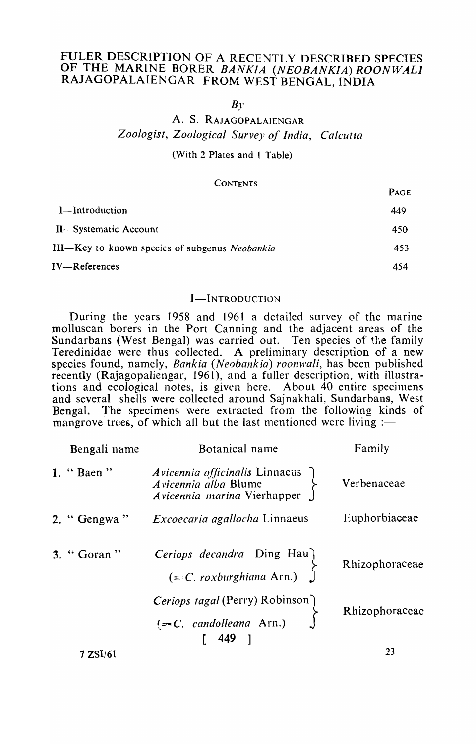# FULER DESCRIPTION OF A RECENTLY DESCRIBED SPECIES OF THE MARINE BORER *BANKIA (NEOBANKIA) ROONWALI* RAJAGOPALAIENGAR FROM WEST BENGAL, INDIA

*By*

A. S. RAJAGOPALAIENGAR

*Zoologist, Zoological Survey of India, Calcutta*

(With 2 Plates and 1 Table)

CONTENTS

| | PAGE |
|---|---|
| I—Introduction | 449 |
| II—Systematic Account | 450 |
| III—Key to known species of subgenus *Neobankia* | 453 |
| IV—References | 454 |

## I—INTRODUCTION

During the years 1958 and 1961 a detailed survey of the marine molluscan borers in the Port Canning and the adjacent areas of the Sundarbans (West Bengal) was carried out. Ten species of the family Teredinidae were thus collected. A preliminary description of a new species found, namely, *Bankia (Neobankia) roonwali*, has been published recently (Rajagopaliengar, 1961), and a fuller description, with illustrations and ecological notes, is given here. About 40 entire specimens and several shells were collected around Sajnakhali, Sundarbans, West Bengal. The specimens were extracted from the following kinds of mangrove trees, of which all but the last mentioned were living :—

| Bengali name | Botanical name | Family |
|---|---|---|
| 1. " Baen " | *Avicennia officinalis* Linnaeus<br>*Avicennia alba* Blume<br>*Avicennia marina* Vierhapper | Verbenaceae |
| 2. " Gengwa " | *Excoecaria agallocha* Linnaeus | Euphorbiaceae |
| 3. " Goran " | *Ceriops decandra* Ding Hau<br>(= *C. roxburghiana* Arn.) | Rhizophoraceae |
| | *Ceriops tagal* (Perry) Robinson<br>(= *C. candolleana* Arn.) | Rhizophoraceae |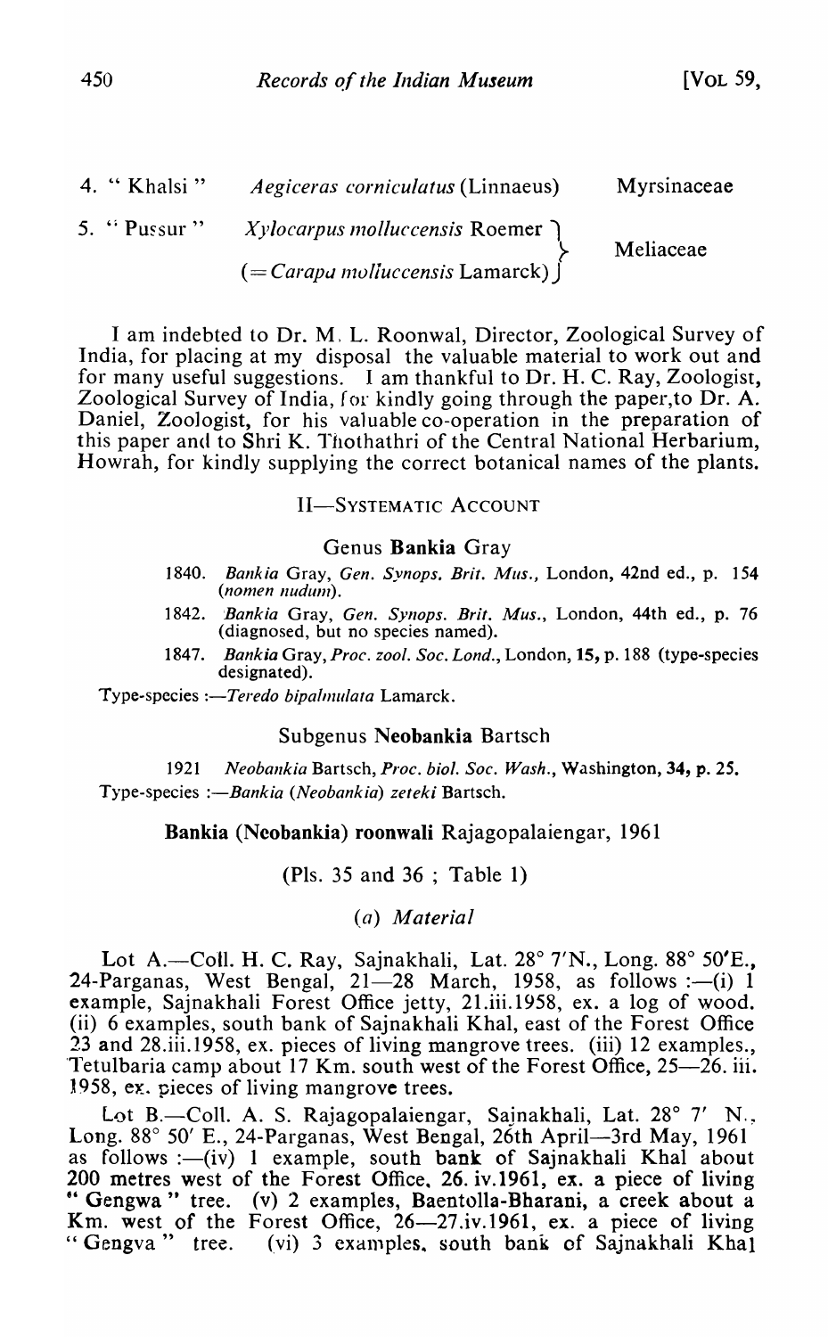| | | |
|---|---|---|
| 4. " Khalsi " | *Aegiceras corniculatus* (Linnaeus) | Myrsinaceae |
| 5. " Pussur " | *Xylocarpus molluccensis* Roemer (= *Carapa molluccensis* Lamarck) | Meliaceae |

I am indebted to Dr. M. L. Roonwal, Director, Zoological Survey of India, for placing at my disposal the valuable material to work out and for many useful suggestions. I am thankful to Dr. H. C. Ray, Zoologist, Zoological Survey of India, for kindly going through the paper, to Dr. A. Daniel, Zoologist, for his valuable co-operation in the preparation of this paper and to Shri K. Thothathri of the Central National Herbarium, Howrah, for kindly supplying the correct botanical names of the plants.

## II—SYSTEMATIC ACCOUNT

### Genus **Bankia** Gray

1840. *Bankia* Gray, *Gen. Synops. Brit. Mus.*, London, 42nd ed., p. 154 (*nomen nudum*).

1842. *Bankia* Gray, *Gen. Synops. Brit. Mus.*, London, 44th ed., p. 76 (diagnosed, but no species named).

1847. *Bankia* Gray, *Proc. zool. Soc. Lond.*, London, **15**, p. 188 (type-species designated).

Type-species :—*Teredo bipalmulata* Lamarck.

### Subgenus **Neobankia** Bartsch

1921 *Neobankia* Bartsch, *Proc. biol. Soc. Wash.*, Washington, **34**, p. 25.

Type-species :—*Bankia (Neobankia) zeteki* Bartsch.

### **Bankia (Neobankia) roonwali** Rajagopalaiengar, 1961

(Pls. 35 and 36 ; Table 1)

#### (*a*) *Material*

Lot A.—Coll. H. C. Ray, Sajnakhali, Lat. 28° 7′N., Long. 88° 50′E., 24-Parganas, West Bengal, 21—28 March, 1958, as follows :—(i) 1 example, Sajnakhali Forest Office jetty, 21.iii.1958, ex. a log of wood. (ii) 6 examples, south bank of Sajnakhali Khal, east of the Forest Office 23 and 28.iii.1958, ex. pieces of living mangrove trees. (iii) 12 examples., Tetulbaria camp about 17 Km. south west of the Forest Office, 25—26. iii. 1958, ex. pieces of living mangrove trees.

Lot B.—Coll. A. S. Rajagopalaiengar, Sajnakhali, Lat. 28° 7′ N., Long. 88° 50′ E., 24-Parganas, West Bengal, 26th April—3rd May, 1961 as follows :—(iv) 1 example, south **bank** of Sajnakhali Khal about **200** metres west of the Forest Office, **26.** iv.1961, **ex.** a piece of living " Gengwa " tree. (v) 2 examples, Baentolla-Bharani, a creek about a Km. west of the Forest Office, 26—27.iv.1961, ex. a piece of living " Gengva " tree. (vi) 3 examples, south bank of Sajnakhali Khal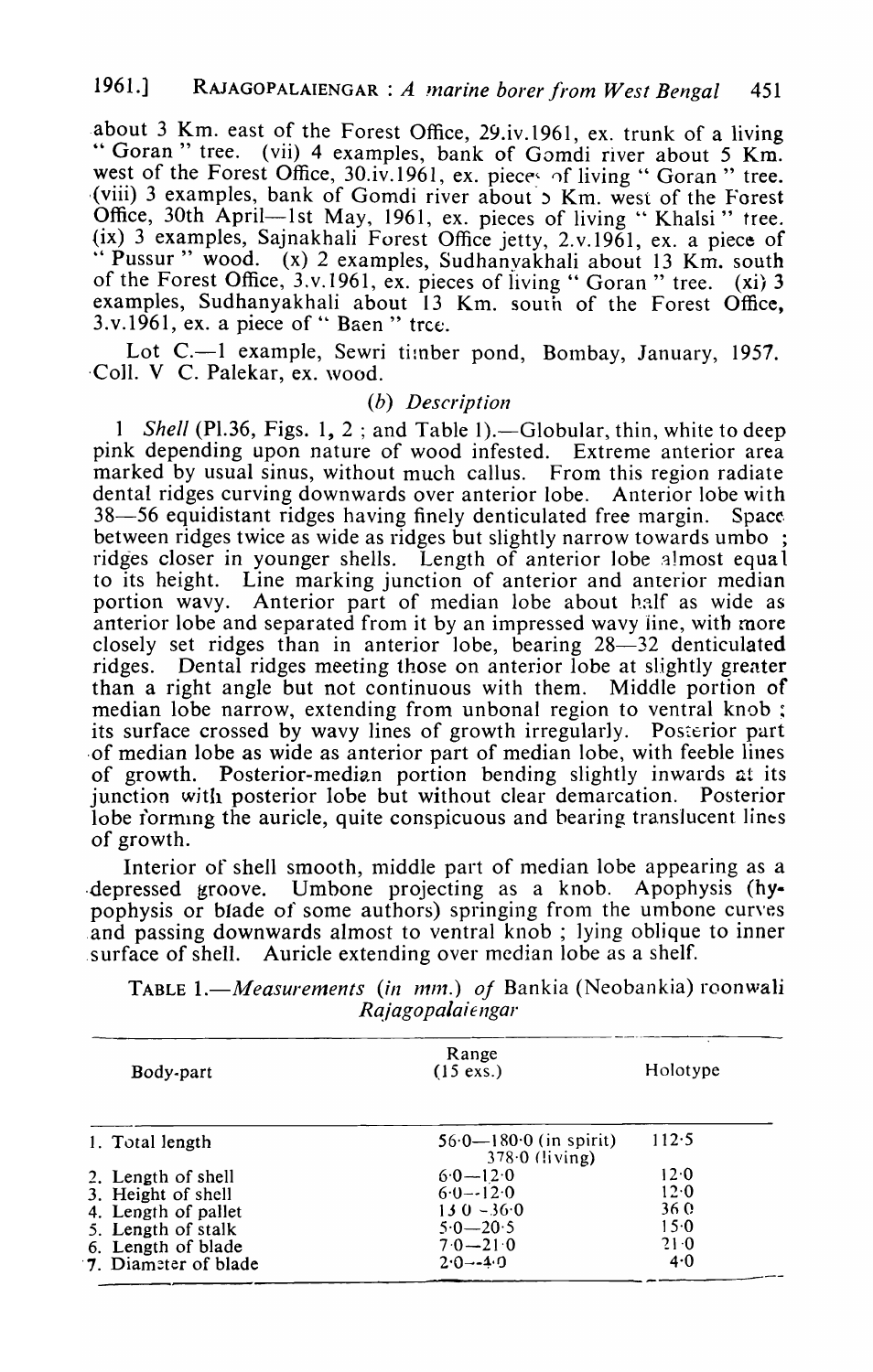about 3 Km. east of the Forest Office, 29.iv.1961, ex. trunk of a living "Goran" tree. (vii) 4 examples, bank of Gomdi river about 5 Km. west of the Forest Office, 30.iv.1961, ex. pieces of living "Goran" tree. (viii) 3 examples, bank of Gomdi river about 5 Km. west of the Forest Office, 30th April—1st May, 1961, ex. pieces of living "Khalsi" tree. (ix) 3 examples, Sajnakhali Forest Office jetty, 2.v.1961, ex. a piece of "Pussur" wood. (x) 2 examples, Sudhanyakhali about 13 Km. south of the Forest Office, 3.v.1961, ex. pieces of living "Goran" tree. (xi) 3 examples, Sudhanyakhali about 13 Km. south of the Forest Office, 3.v.1961, ex. a piece of "Baen" tree.

Lot C.—1 example, Sewri timber pond, Bombay, January, 1957. Coll. V C. Palekar, ex. wood.

### (b) *Description*

1 *Shell* (Pl.36, Figs. 1, 2 ; and Table 1).—Globular, thin, white to deep pink depending upon nature of wood infested. Extreme anterior area marked by usual sinus, without much callus. From this region radiate dental ridges curving downwards over anterior lobe. Anterior lobe with 38—56 equidistant ridges having finely denticulated free margin. Space between ridges twice as wide as ridges but slightly narrow towards umbo ; ridges closer in younger shells. Length of anterior lobe almost equal to its height. Line marking junction of anterior and anterior median portion wavy. Anterior part of median lobe about half as wide as anterior lobe and separated from it by an impressed wavy line, with more closely set ridges than in anterior lobe, bearing 28—32 denticulated ridges. Dental ridges meeting those on anterior lobe at slightly greater than a right angle but not continuous with them. Middle portion of median lobe narrow, extending from unbonal region to ventral knob ; its surface crossed by wavy lines of growth irregularly. Posterior part of median lobe as wide as anterior part of median lobe, with feeble lines of growth. Posterior-median portion bending slightly inwards at its junction with posterior lobe but without clear demarcation. Posterior lobe forming the auricle, quite conspicuous and bearing translucent lines of growth.

Interior of shell smooth, middle part of median lobe appearing as a depressed groove. Umbone projecting as a knob. Apophysis (hypophysis or blade of some authors) springing from the umbone curves and passing downwards almost to ventral knob ; lying oblique to inner surface of shell. Auricle extending over median lobe as a shelf.

TABLE 1.—*Measurements (in mm.) of* Bankia (Neobankia) roonwali *Rajagopalaiengar*

| Body-part | Range (15 exs.) | Holotype |
|---|---|---|
| 1. Total length | 56·0—180·0 (in spirit) 378·0 (living) | 112·5 |
| 2. Length of shell | 6·0—12·0 | 12·0 |
| 3. Height of shell | 6·0—12·0 | 12·0 |
| 4. Length of pallet | 13·0—36·0 | 36·0 |
| 5. Length of stalk | 5·0—20·5 | 15·0 |
| 6. Length of blade | 7·0—21·0 | 21·0 |
| 7. Diameter of blade | 2·0—4·0 | 4·0 |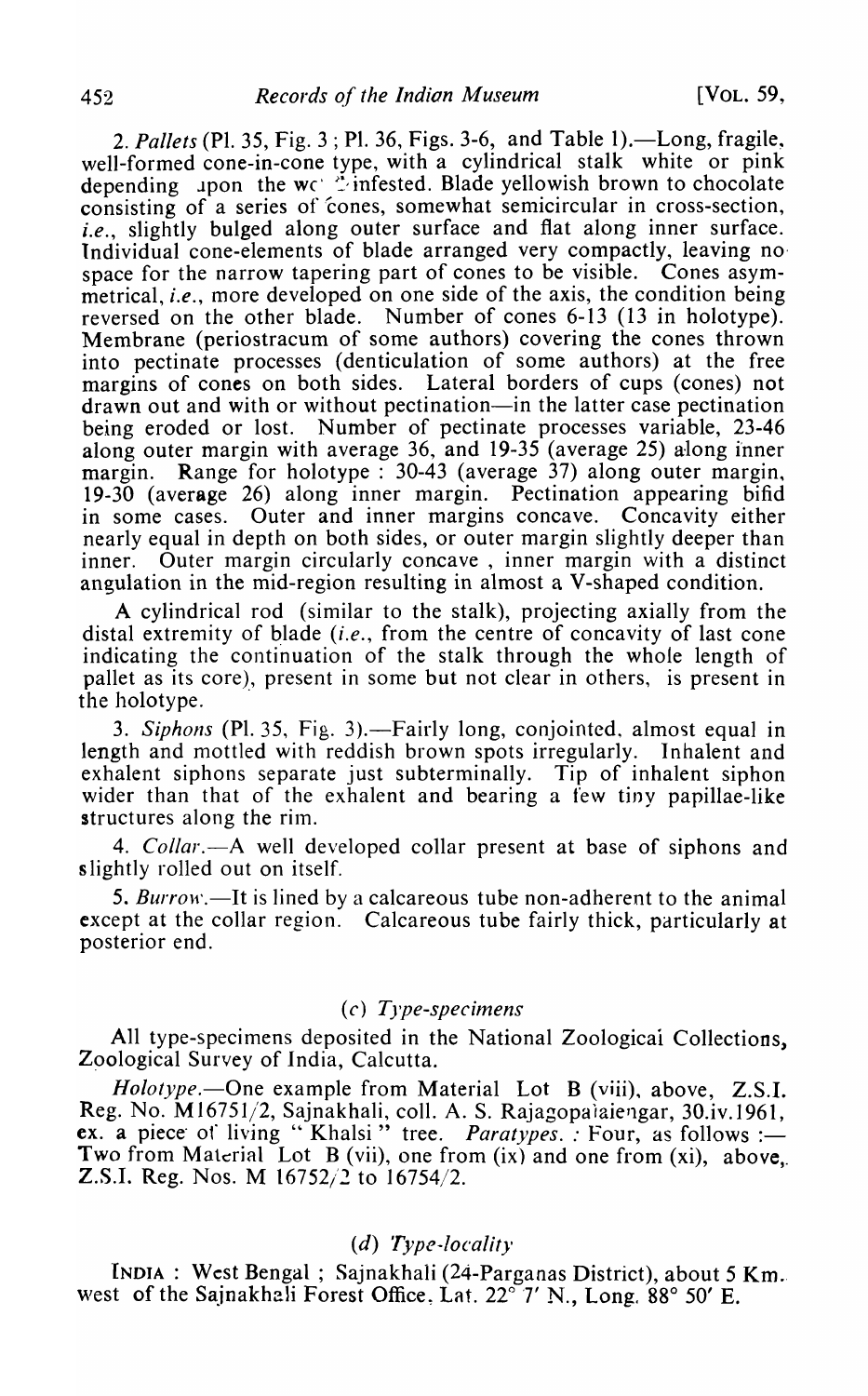2. *Pallets* (Pl. 35, Fig. 3; Pl. 36, Figs. 3-6, and Table 1).—Long, fragile, well-formed cone-in-cone type, with a cylindrical stalk white or pink depending upon the wood infested. Blade yellowish brown to chocolate consisting of a series of cones, somewhat semicircular in cross-section, *i.e.*, slightly bulged along outer surface and flat along inner surface. Individual cone-elements of blade arranged very compactly, leaving no space for the narrow tapering part of cones to be visible. Cones asymmetrical, *i.e.*, more developed on one side of the axis, the condition being reversed on the other blade. Number of cones 6-13 (13 in holotype). Membrane (periostracum of some authors) covering the cones thrown into pectinate processes (denticulation of some authors) at the free margins of cones on both sides. Lateral borders of cups (cones) not drawn out and with or without pectination—in the latter case pectination being eroded or lost. Number of pectinate processes variable, 23-46 along outer margin with average 36, and 19-35 (average 25) along inner margin. Range for holotype : 30-43 (average 37) along outer margin, 19-30 (average 26) along inner margin. Pectination appearing bifid in some cases. Outer and inner margins concave. Concavity either nearly equal in depth on both sides, or outer margin slightly deeper than inner. Outer margin circularly concave , inner margin with a distinct angulation in the mid-region resulting in almost a V-shaped condition.

A cylindrical rod (similar to the stalk), projecting axially from the distal extremity of blade (*i.e.*, from the centre of concavity of last cone indicating the continuation of the stalk through the whole length of pallet as its core), present in some but not clear in others, is present in the holotype.

3. *Siphons* (Pl. 35, Fig. 3).—Fairly long, conjointed, almost equal in length and mottled with reddish brown spots irregularly. Inhalent and exhalent siphons separate just subterminally. Tip of inhalent siphon wider than that of the exhalent and bearing a few tiny papillae-like structures along the rim.

4. *Collar*.—A well developed collar present at base of siphons and slightly rolled out on itself.

5. *Burrow*.—It is lined by a calcareous tube non-adherent to the animal except at the collar region. Calcareous tube fairly thick, particularly at posterior end.

### (c) *Type-specimens*

All type-specimens deposited in the National Zoological Collections, Zoological Survey of India, Calcutta.

*Holotype*.—One example from Material Lot B (viii), above, Z.S.I. Reg. No. M16751/2, Sajnakhali, coll. A. S. Rajagopalaiengar, 30.iv.1961, ex. a piece of living " Khalsi " tree. *Paratypes. :* Four, as follows :— Two from Material Lot B (vii), one from (ix) and one from (xi), above, Z.S.I. Reg. Nos. M 16752/2 to 16754/2.

### (d) *Type-locality*

INDIA : West Bengal ; Sajnakhali (24-Parganas District), about 5 Km. west of the Sajnakhali Forest Office, Lat. 22° 7′ N., Long. 88° 50′ E.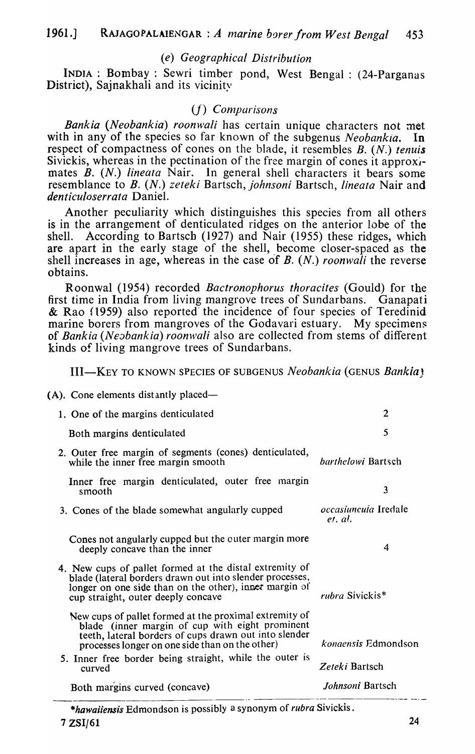### (e) Geographical Distribution

INDIA : Bombay : Sewri timber pond, West Bengal : (24-Parganas District), Sajnakhali and its vicinity

### (f) Comparisons

*Bankia* (*Neobankia*) *roonwali* has certain unique characters not met with in any of the species so far known of the subgenus *Neobankia*. In respect of compactness of cones on the blade, it resembles *B.* (*N.*) *tenuis* Sivickis, whereas in the pectination of the free margin of cones it approximates *B.* (*N.*) *lineata* Nair. In general shell characters it bears some resemblance to *B.* (*N.*) *zeteki* Bartsch, *johnsoni* Bartsch, *lineata* Nair and *denticuloserrata* Daniel.

Another peculiarity which distinguishes this species from all others is in the arrangement of denticulated ridges on the anterior lobe of the shell. According to Bartsch (1927) and Nair (1955) these ridges, which are apart in the early stage of the shell, become closer-spaced as the shell increases in age, whereas in the case of *B.* (*N.*) *roonwali* the reverse obtains.

Roonwal (1954) recorded *Bactronophorus thoracites* (Gould) for the first time in India from living mangrove trees of Sundarbans. Ganapati & Rao (1959) also reported the incidence of four species of Teredinid marine borers from mangroves of the Godavari estuary. My specimens of *Bankia* (*Neobankia*) *roonwali* also are collected from stems of different kinds of living mangrove trees of Sundarbans.

## III—KEY TO KNOWN SPECIES OF SUBGENUS *Neobankia* (GENUS *Bankia*)

(A). Cone elements distantly placed—

| | |
|---|---|
| 1. One of the margins denticulated | 2 |
| Both margins denticulated | 5 |
| 2. Outer free margin of segments (cones) denticulated, while the inner free margin smooth | *barthelowi* Bartsch |
| Inner free margin denticulated, outer free margin smooth | 3 |
| 3. Cones of the blade somewhat angularly cupped | *occasiuncula* Iredale *et. al.* |
| Cones not angularly cupped but the outer margin more deeply concave than the inner | 4 |
| 4. New cups of pallet formed at the distal extremity of blade (lateral borders drawn out into slender processes, longer on one side than on the other), inner margin of cup straight, outer deeply concave | *rubra* Sivickis* |
| New cups of pallet formed at the proximal extremity of blade (inner margin of cup with eight prominent teeth, lateral borders of cups drawn out into slender processes longer on one side than on the other) | *konaensis* Edmondson |
| 5. Inner free border being straight, while the outer is curved | *Zeteki* Bartsch |
| Both margins curved (concave) | *Johnsoni* Bartsch |

**hawaiiensis* Edmondson is possibly a synonym of *rubra* Sivickis.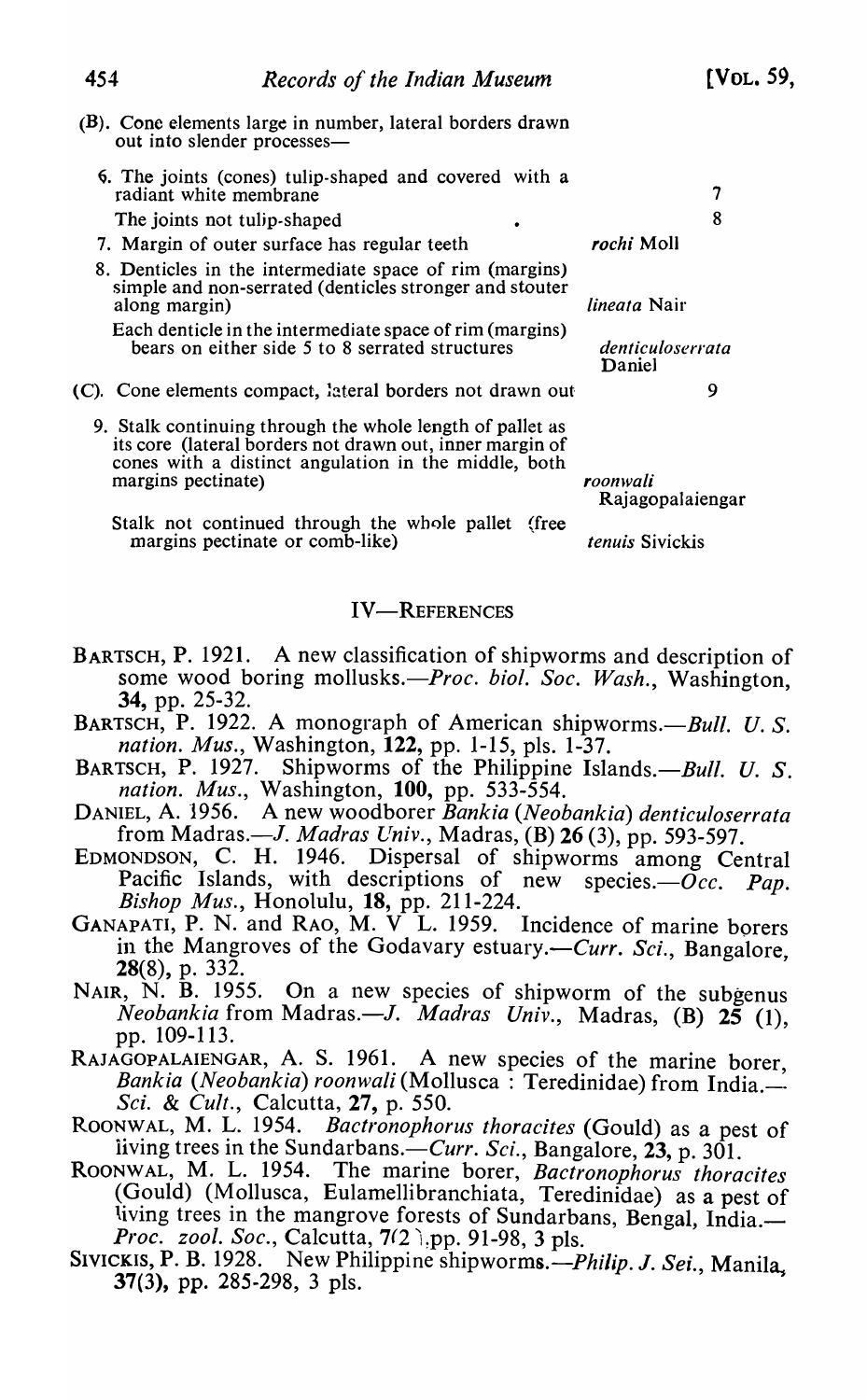(B). Cone elements large in number, lateral borders drawn out into slender processes—

| | |
|---|---|
| 6. The joints (cones) tulip-shaped and covered with a radiant white membrane | 7 |
| The joints not tulip-shaped | 8 |
| 7. Margin of outer surface has regular teeth | *rochi* Moll |
| 8. Denticles in the intermediate space of rim (margins) simple and non-serrated (denticles stronger and stouter along margin) | *lineata* Nair |
| Each denticle in the intermediate space of rim (margins) bears on either side 5 to 8 serrated structures | *denticuloserrata* Daniel |

(C). Cone elements compact, lateral borders not drawn out — 9

| | |
|---|---|
| 9. Stalk continuing through the whole length of pallet as its core (lateral borders not drawn out, inner margin of cones with a distinct angulation in the middle, both margins pectinate) | *roonwali* Rajagopalaiengar |
| Stalk not continued through the whole pallet (free margins pectinate or comb-like) | *tenuis* Sivickis |

## IV—REFERENCES

BARTSCH, P. 1921. A new classification of shipworms and description of some wood boring mollusks.—*Proc. biol. Soc. Wash.*, Washington, **34**, pp. 25-32.

BARTSCH, P. 1922. A monograph of American shipworms.—*Bull. U. S. nation. Mus.*, Washington, **122**, pp. 1-15, pls. 1-37.

BARTSCH, P. 1927. Shipworms of the Philippine Islands.—*Bull. U. S. nation. Mus.*, Washington, **100**, pp. 533-554.

DANIEL, A. 1956. A new woodborer *Bankia* (*Neobankia*) *denticuloserrata* from Madras.—*J. Madras Univ.*, Madras, (B) **26** (3), pp. 593-597.

EDMONDSON, C. H. 1946. Dispersal of shipworms among Central Pacific Islands, with descriptions of new species.—*Occ. Pap. Bishop Mus.*, Honolulu, **18**, pp. 211-224.

GANAPATI, P. N. and RAO, M. V L. 1959. Incidence of marine borers in the Mangroves of the Godavary estuary.—*Curr. Sci.*, Bangalore, **28**(8), p. 332.

NAIR, N. B. 1955. On a new species of shipworm of the subgenus *Neobankia* from Madras.—*J. Madras Univ.*, Madras, (B) **25** (1), pp. 109-113.

RAJAGOPALAIENGAR, A. S. 1961. A new species of the marine borer, *Bankia* (*Neobankia*) *roonwali* (Mollusca : Teredinidae) from India.—*Sci. & Cult.*, Calcutta, **27**, p. 550.

ROONWAL, M. L. 1954. *Bactronophorus thoracites* (Gould) as a pest of living trees in the Sundarbans.—*Curr. Sci.*, Bangalore, **23**, p. 301.

ROONWAL, M. L. 1954. The marine borer, *Bactronophorus thoracites* (Gould) (Mollusca, Eulamellibranchiata, Teredinidae) as a pest of living trees in the mangrove forests of Sundarbans, Bengal, India.—*Proc. zool. Soc.*, Calcutta, **7**(2), pp. 91-98, 3 pls.

SIVICKIS, P. B. 1928. New Philippine shipworms.—*Philip. J. Sei.*, Manila, **37**(3), pp. 285-298, 3 pls.